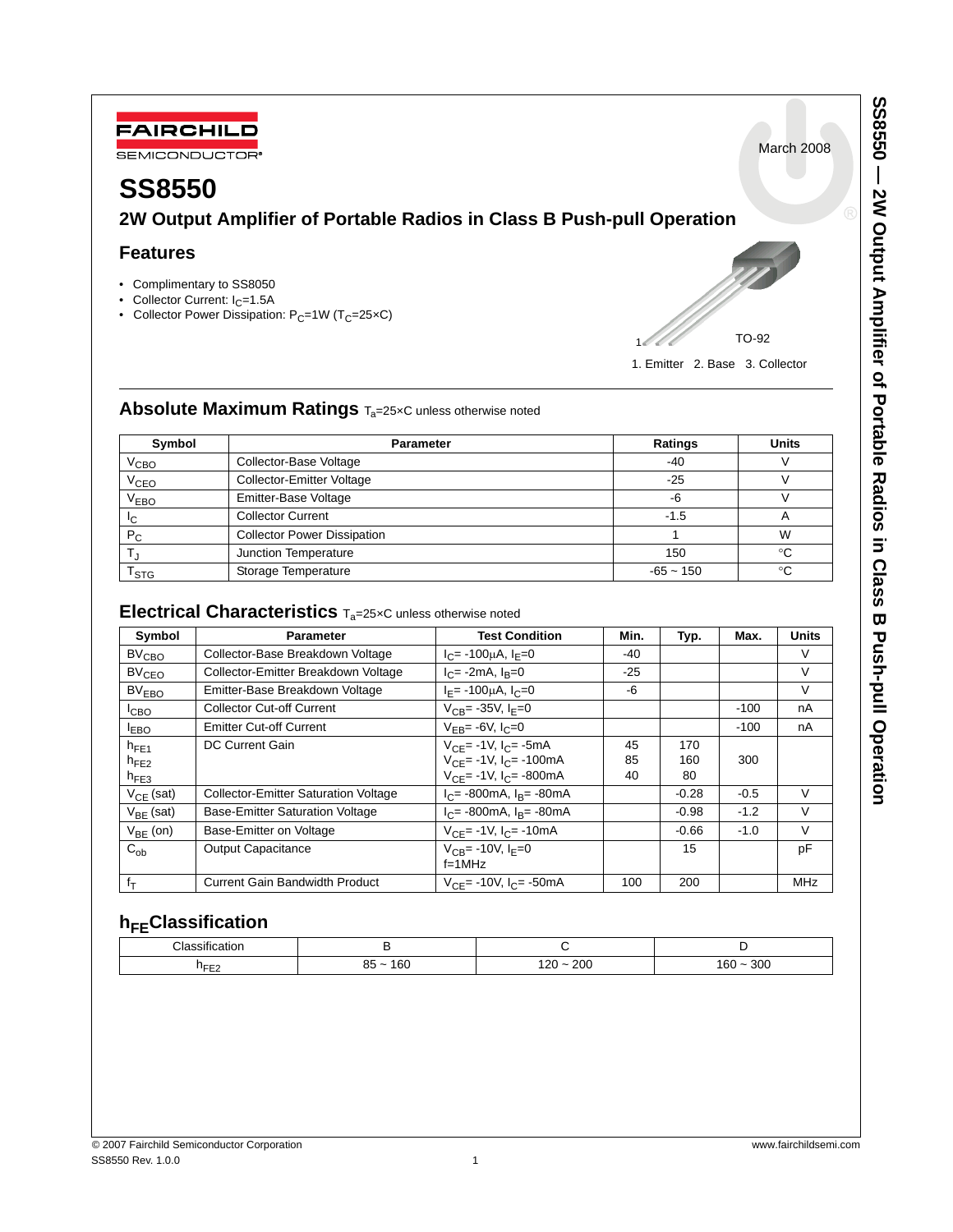FAIRCHILD SEMICONDUCTOR®

March 2008

# SS8550

## 2W Output Amplifier of Portable Radios in Class B Push-pull Operation

### Features

- Complimentary to SS8050
- Collector Current: $I_C$=1.5A
- Collector Power Dissipation: $P_C$=1W ($T_C$=25×C)

TO-92

1. Emitter 2. Base 3. Collector

## Absolute Maximum Ratings $T_a$=25×C unless otherwise noted

| Symbol | Parameter | Ratings | Units |
|---|---|---|---|
| $V_{CBO}$ | Collector-Base Voltage | -40 | V |
| $V_{CEO}$ | Collector-Emitter Voltage | -25 | V |
| $V_{EBO}$ | Emitter-Base Voltage | -6 | V |
| $I_C$ | Collector Current | -1.5 | A |
| $P_C$ | Collector Power Dissipation | 1 | W |
| $T_J$ | Junction Temperature | 150 | °C |
| $T_{STG}$ | Storage Temperature | -65 ~ 150 | °C |

## Electrical Characteristics $T_a$=25×C unless otherwise noted

| Symbol | Parameter | Test Condition | Min. | Typ. | Max. | Units |
|---|---|---|---|---|---|---|
| $BV_{CBO}$ | Collector-Base Breakdown Voltage | $I_C$= -100μA, $I_E$=0 | -40 | | | V |
| $BV_{CEO}$ | Collector-Emitter Breakdown Voltage | $I_C$= -2mA, $I_B$=0 | -25 | | | V |
| $BV_{EBO}$ | Emitter-Base Breakdown Voltage | $I_E$= -100μA, $I_C$=0 | -6 | | | V |
| $I_{CBO}$ | Collector Cut-off Current | $V_{CB}$= -35V, $I_E$=0 | | | -100 | nA |
| $I_{EBO}$ | Emitter Cut-off Current | $V_{EB}$= -6V, $I_C$=0 | | | -100 | nA |
| $h_{FE1}$<br>$h_{FE2}$<br>$h_{FE3}$ | DC Current Gain | $V_{CE}$= -1V, $I_C$= -5mA<br>$V_{CE}$= -1V, $I_C$= -100mA<br>$V_{CE}$= -1V, $I_C$= -800mA | 45<br>85<br>40 | 170<br>160<br>80 | 300 | |
| $V_{CE}$ (sat) | Collector-Emitter Saturation Voltage | $I_C$= -800mA, $I_B$= -80mA | | -0.28 | -0.5 | V |
| $V_{BE}$ (sat) | Base-Emitter Saturation Voltage | $I_C$= -800mA, $I_B$= -80mA | | -0.98 | -1.2 | V |
| $V_{BE}$ (on) | Base-Emitter on Voltage | $V_{CE}$= -1V, $I_C$= -10mA | | -0.66 | -1.0 | V |
| $C_{ob}$ | Output Capacitance | $V_{CB}$= -10V, $I_E$=0<br>f=1MHz | | 15 | | pF |
| $f_T$ | Current Gain Bandwidth Product | $V_{CE}$= -10V, $I_C$= -50mA | 100 | 200 | | MHz |

## $h_{FE}$ Classification

| Classification | B | C | D |
|---|---|---|---|
| $h_{FE2}$ | 85 ~ 160 | 120 ~ 200 | 160 ~ 300 |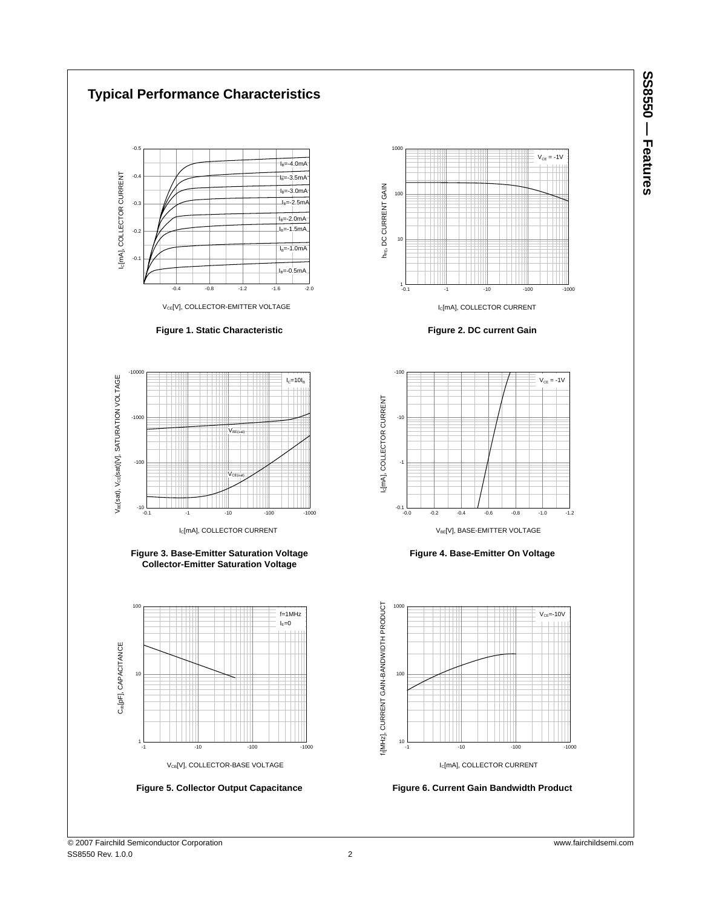## Typical Performance Characteristics

Figure 1. Static Characteristic

Figure 2. DC current Gain

Figure 3. Base-Emitter Saturation Voltage Collector-Emitter Saturation Voltage

Figure 4. Base-Emitter On Voltage

Figure 5. Collector Output Capacitance

Figure 6. Current Gain Bandwidth Product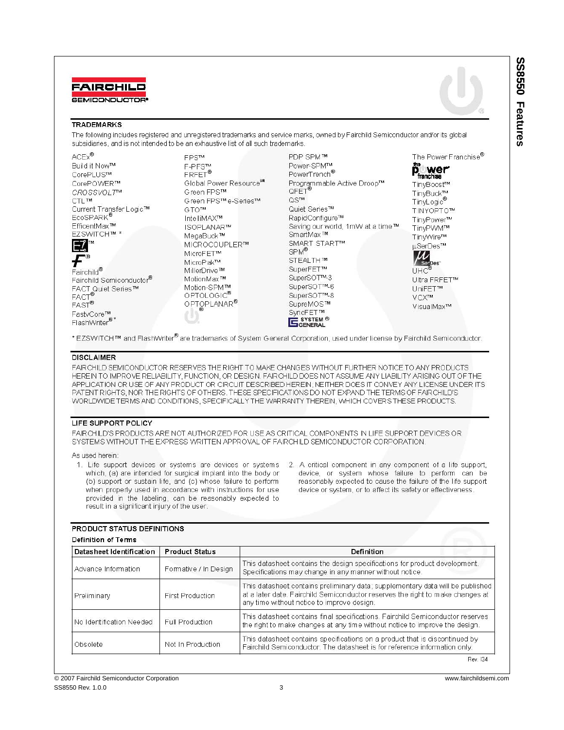## TRADEMARKS

The following includes registered and unregistered trademarks and service marks, owned by Fairchild Semiconductor and/or its global subsidiaries, and is not intended to be an exhaustive list of all such trademarks.

ACEx®
Build it Now™
CorePLUS™
CorePOWER™
*CROSSVOLT™*
CTL™
Current Transfer Logic™
EcoSPARK®
EfficentMax™
EZSWITCH™ *
EZ™
F®
Fairchild®
Fairchild Semiconductor®
FACT Quiet Series™
FACT®
FAST®
FastvCore™
FlashWriter® *

FPS™
F-PFS™
FRFET®
Global Power Resource℠
Green FPS™
Green FPS™ e-Series™
GTO™
IntelliMAX™
ISOPLANAR™
MegaBuck™
MICROCOUPLER™
MicroFET™
MicroPak™
MillerDrive™
MotionMax™
Motion-SPM™
OPTOLOGIC®
OPTOPLANAR®

PDP SPM™
Power-SPM™
PowerTrench®
Programmable Active Droop™
QFET®
QS™
Quiet Series™
RapidConfigure™
Saving our world, 1mW at a time™
SmartMax™
SMART START™
SPM®
STEALTH™
SuperFET™
SuperSOT™-3
SuperSOT™-6
SuperSOT™-8
SupreMOS™
SyncFET™
SYSTEM GENERAL®

The Power Franchise®
the power franchise
TinyBoost™
TinyBuck™
TinyLogic®
TINYOPTO™
TinyPower™
TinyPWM™
TinyWire™
µSerDes™
µSerDes
UHC®
Ultra FRFET™
UniFET™
VCX™
VisualMax™

\* EZSWITCH™ and FlashWriter® are trademarks of System General Corporation, used under license by Fairchild Semiconductor.

## DISCLAIMER

FAIRCHILD SEMICONDUCTOR RESERVES THE RIGHT TO MAKE CHANGES WITHOUT FURTHER NOTICE TO ANY PRODUCTS HEREIN TO IMPROVE RELIABILITY, FUNCTION, OR DESIGN. FAIRCHILD DOES NOT ASSUME ANY LIABILITY ARISING OUT OF THE APPLICATION OR USE OF ANY PRODUCT OR CIRCUIT DESCRIBED HEREIN; NEITHER DOES IT CONVEY ANY LICENSE UNDER ITS PATENT RIGHTS, NOR THE RIGHTS OF OTHERS. THESE SPECIFICATIONS DO NOT EXPAND THE TERMS OF FAIRCHILD'S WORLDWIDE TERMS AND CONDITIONS, SPECIFICALLY THE WARRANTY THEREIN, WHICH COVERS THESE PRODUCTS.

## LIFE SUPPORT POLICY

FAIRCHILD'S PRODUCTS ARE NOT AUTHORIZED FOR USE AS CRITICAL COMPONENTS IN LIFE SUPPORT DEVICES OR SYSTEMS WITHOUT THE EXPRESS WRITTEN APPROVAL OF FAIRCHILD SEMICONDUCTOR CORPORATION.

As used herein:

1. Life support devices or systems are devices or systems which, (a) are intended for surgical implant into the body or (b) support or sustain life, and (c) whose failure to perform when properly used in accordance with instructions for use provided in the labeling, can be reasonably expected to result in a significant injury of the user.
2. A critical component in any component of a life support, device, or system whose failure to perform can be reasonably expected to cause the failure of the life support device or system, or to affect its safety or effectiveness.

## PRODUCT STATUS DEFINITIONS

**Definition of Terms**

| Datasheet Identification | Product Status | Definition |
|---|---|---|
| Advance Information | Formative / In Design | This datasheet contains the design specifications for product development. Specifications may change in any manner without notice. |
| Preliminary | First Production | This datasheet contains preliminary data; supplementary data will be published at a later date. Fairchild Semiconductor reserves the right to make changes at any time without notice to improve design. |
| No Identification Needed | Full Production | This datasheet contains final specifications. Fairchild Semiconductor reserves the right to make changes at any time without notice to improve the design. |
| Obsolete | Not In Production | This datasheet contains specifications on a product that is discontinued by Fairchild Semiconductor. The datasheet is for reference information only. |

Rev. I34